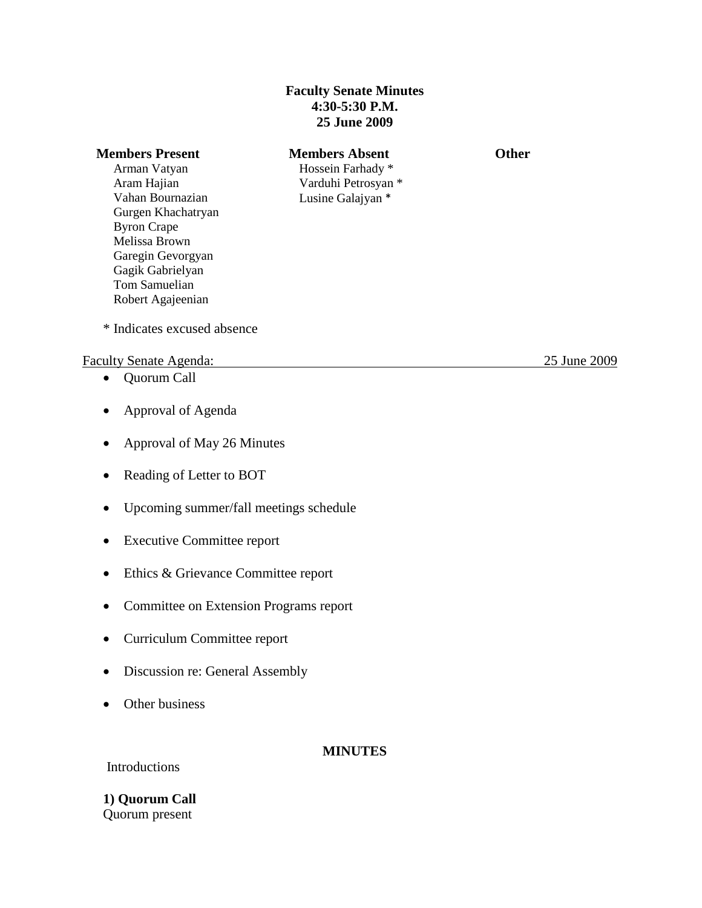**Faculty Senate Minutes**
**4:30-5:30 P.M.**
**25 June 2009**

| **Members Present** | **Members Absent** | **Other** |
|---|---|---|
| Arman Vatyan | Hossein Farhady * | |
| Aram Hajian | Varduhi Petrosyan * | |
| Vahan Bournazian | Lusine Galajyan * | |
| Gurgen Khachatryan | | |
| Byron Crape | | |
| Melissa Brown | | |
| Garegin Gevorgyan | | |
| Gagik Gabrielyan | | |
| Tom Samuelian | | |
| Robert Agajeenian | | |

\* Indicates excused absence

Faculty Senate Agenda: 25 June 2009

- Quorum Call
- Approval of Agenda
- Approval of May 26 Minutes
- Reading of Letter to BOT
- Upcoming summer/fall meetings schedule
- Executive Committee report
- Ethics & Grievance Committee report
- Committee on Extension Programs report
- Curriculum Committee report
- Discussion re: General Assembly
- Other business

## MINUTES

Introductions

**1) Quorum Call**
Quorum present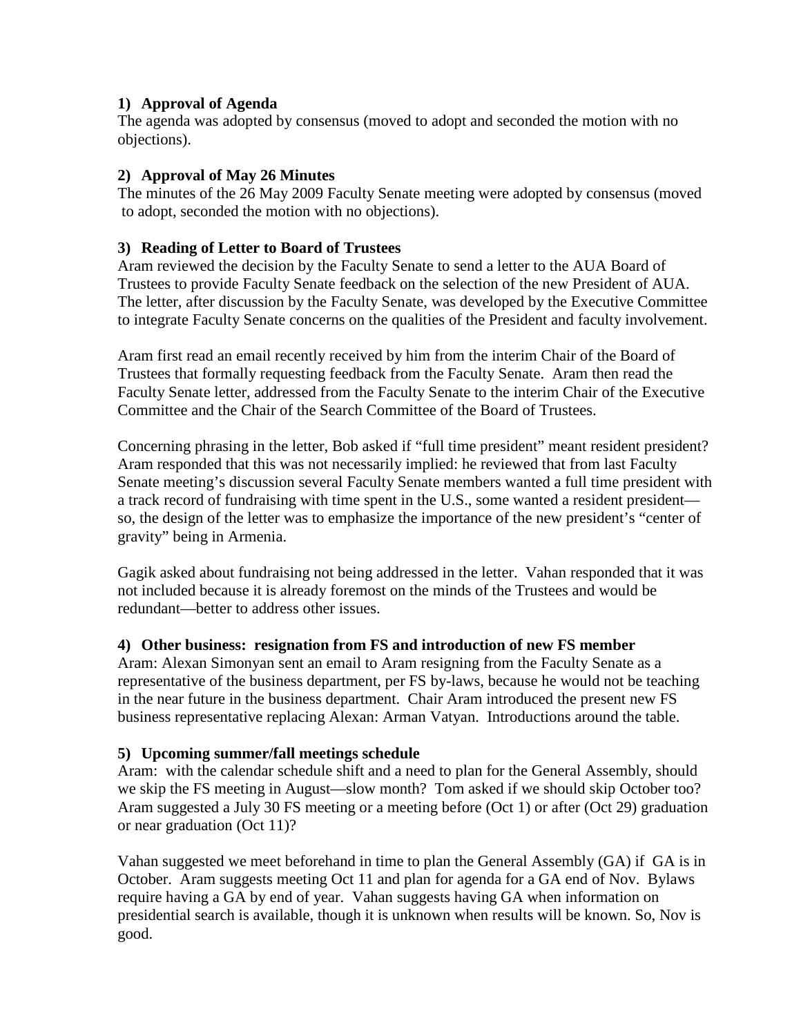### 1) Approval of Agenda

The agenda was adopted by consensus (moved to adopt and seconded the motion with no objections).

### 2) Approval of May 26 Minutes

The minutes of the 26 May 2009 Faculty Senate meeting were adopted by consensus (moved to adopt, seconded the motion with no objections).

### 3) Reading of Letter to Board of Trustees

Aram reviewed the decision by the Faculty Senate to send a letter to the AUA Board of Trustees to provide Faculty Senate feedback on the selection of the new President of AUA. The letter, after discussion by the Faculty Senate, was developed by the Executive Committee to integrate Faculty Senate concerns on the qualities of the President and faculty involvement.

Aram first read an email recently received by him from the interim Chair of the Board of Trustees that formally requesting feedback from the Faculty Senate. Aram then read the Faculty Senate letter, addressed from the Faculty Senate to the interim Chair of the Executive Committee and the Chair of the Search Committee of the Board of Trustees.

Concerning phrasing in the letter, Bob asked if "full time president" meant resident president? Aram responded that this was not necessarily implied: he reviewed that from last Faculty Senate meeting's discussion several Faculty Senate members wanted a full time president with a track record of fundraising with time spent in the U.S., some wanted a resident president—so, the design of the letter was to emphasize the importance of the new president's "center of gravity" being in Armenia.

Gagik asked about fundraising not being addressed in the letter. Vahan responded that it was not included because it is already foremost on the minds of the Trustees and would be redundant—better to address other issues.

### 4) Other business: resignation from FS and introduction of new FS member

Aram: Alexan Simonyan sent an email to Aram resigning from the Faculty Senate as a representative of the business department, per FS by-laws, because he would not be teaching in the near future in the business department. Chair Aram introduced the present new FS business representative replacing Alexan: Arman Vatyan. Introductions around the table.

### 5) Upcoming summer/fall meetings schedule

Aram: with the calendar schedule shift and a need to plan for the General Assembly, should we skip the FS meeting in August—slow month? Tom asked if we should skip October too? Aram suggested a July 30 FS meeting or a meeting before (Oct 1) or after (Oct 29) graduation or near graduation (Oct 11)?

Vahan suggested we meet beforehand in time to plan the General Assembly (GA) if GA is in October. Aram suggests meeting Oct 11 and plan for agenda for a GA end of Nov. Bylaws require having a GA by end of year. Vahan suggests having GA when information on presidential search is available, though it is unknown when results will be known. So, Nov is good.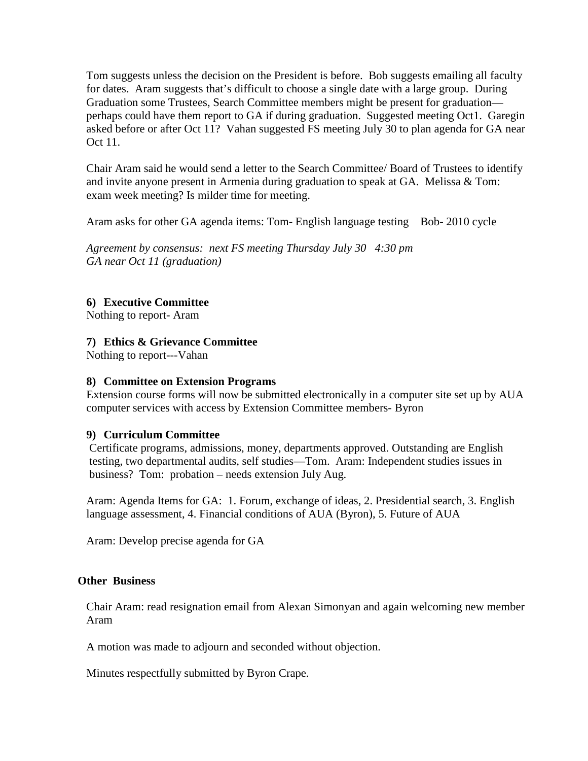Tom suggests unless the decision on the President is before. Bob suggests emailing all faculty for dates. Aram suggests that's difficult to choose a single date with a large group. During Graduation some Trustees, Search Committee members might be present for graduation—perhaps could have them report to GA if during graduation. Suggested meeting Oct1. Garegin asked before or after Oct 11? Vahan suggested FS meeting July 30 to plan agenda for GA near Oct 11.

Chair Aram said he would send a letter to the Search Committee/ Board of Trustees to identify and invite anyone present in Armenia during graduation to speak at GA. Melissa & Tom: exam week meeting? Is milder time for meeting.

Aram asks for other GA agenda items: Tom- English language testing Bob- 2010 cycle

*Agreement by consensus: next FS meeting Thursday July 30 4:30 pm*
*GA near Oct 11 (graduation)*

**6) Executive Committee**

Nothing to report- Aram

**7) Ethics & Grievance Committee**

Nothing to report---Vahan

**8) Committee on Extension Programs**

Extension course forms will now be submitted electronically in a computer site set up by AUA computer services with access by Extension Committee members- Byron

**9) Curriculum Committee**

Certificate programs, admissions, money, departments approved. Outstanding are English testing, two departmental audits, self studies—Tom. Aram: Independent studies issues in business? Tom: probation – needs extension July Aug.

Aram: Agenda Items for GA: 1. Forum, exchange of ideas, 2. Presidential search, 3. English language assessment, 4. Financial conditions of AUA (Byron), 5. Future of AUA

Aram: Develop precise agenda for GA

**Other Business**

Chair Aram: read resignation email from Alexan Simonyan and again welcoming new member Aram

A motion was made to adjourn and seconded without objection.

Minutes respectfully submitted by Byron Crape.